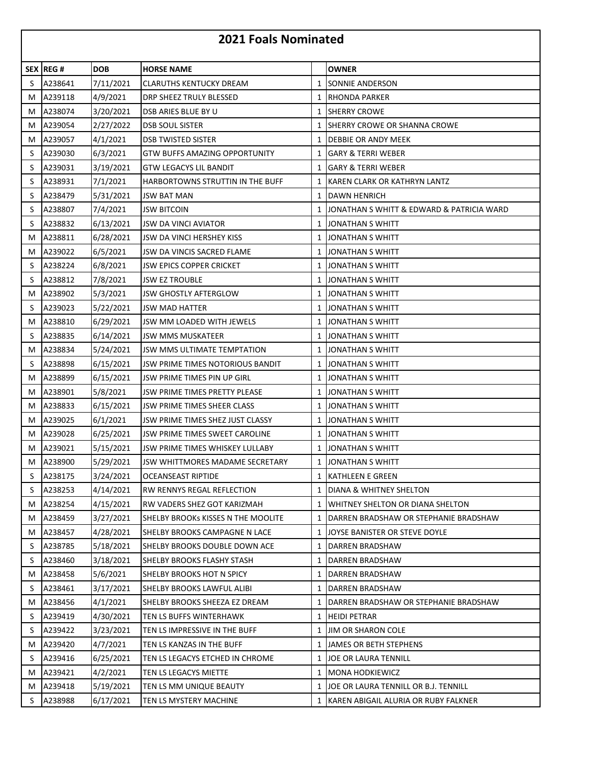# 2021 Foals Nominated

| SEX | REG # | DOB | HORSE NAME | | OWNER |
|---|---|---|---|---|---|
| S | A238641 | 7/11/2021 | CLARUTHS KENTUCKY DREAM | 1 | SONNIE ANDERSON |
| M | A239118 | 4/9/2021 | DRP SHEEZ TRULY BLESSED | 1 | RHONDA PARKER |
| M | A238074 | 3/20/2021 | DSB ARIES BLUE BY U | 1 | SHERRY CROWE |
| M | A239054 | 2/27/2022 | DSB SOUL SISTER | 1 | SHERRY CROWE OR SHANNA CROWE |
| M | A239057 | 4/1/2021 | DSB TWISTED SISTER | 1 | DEBBIE OR ANDY MEEK |
| S | A239030 | 6/3/2021 | GTW BUFFS AMAZING OPPORTUNITY | 1 | GARY & TERRI WEBER |
| S | A239031 | 3/19/2021 | GTW LEGACYS LIL BANDIT | 1 | GARY & TERRI WEBER |
| S | A238931 | 7/1/2021 | HARBORTOWNS STRUTTIN IN THE BUFF | 1 | KAREN CLARK OR KATHRYN LANTZ |
| S | A238479 | 5/31/2021 | JSW BAT MAN | 1 | DAWN HENRICH |
| S | A238807 | 7/4/2021 | JSW BITCOIN | 1 | JONATHAN S WHITT & EDWARD & PATRICIA WARD |
| S | A238832 | 6/13/2021 | JSW DA VINCI AVIATOR | 1 | JONATHAN S WHITT |
| M | A238811 | 6/28/2021 | JSW DA VINCI HERSHEY KISS | 1 | JONATHAN S WHITT |
| M | A239022 | 6/5/2021 | JSW DA VINCIS SACRED FLAME | 1 | JONATHAN S WHITT |
| S | A238224 | 6/8/2021 | JSW EPICS COPPER CRICKET | 1 | JONATHAN S WHITT |
| S | A238812 | 7/8/2021 | JSW EZ TROUBLE | 1 | JONATHAN S WHITT |
| M | A238902 | 5/3/2021 | JSW GHOSTLY AFTERGLOW | 1 | JONATHAN S WHITT |
| S | A239023 | 5/22/2021 | JSW MAD HATTER | 1 | JONATHAN S WHITT |
| M | A238810 | 6/29/2021 | JSW MM LOADED WITH JEWELS | 1 | JONATHAN S WHITT |
| S | A238835 | 6/14/2021 | JSW MMS MUSKATEER | 1 | JONATHAN S WHITT |
| M | A238834 | 5/24/2021 | JSW MMS ULTIMATE TEMPTATION | 1 | JONATHAN S WHITT |
| S | A238898 | 6/15/2021 | JSW PRIME TIMES NOTORIOUS BANDIT | 1 | JONATHAN S WHITT |
| M | A238899 | 6/15/2021 | JSW PRIME TIMES PIN UP GIRL | 1 | JONATHAN S WHITT |
| M | A238901 | 5/8/2021 | JSW PRIME TIMES PRETTY PLEASE | 1 | JONATHAN S WHITT |
| M | A238833 | 6/15/2021 | JSW PRIME TIMES SHEER CLASS | 1 | JONATHAN S WHITT |
| M | A239025 | 6/1/2021 | JSW PRIME TIMES SHEZ JUST CLASSY | 1 | JONATHAN S WHITT |
| M | A239028 | 6/25/2021 | JSW PRIME TIMES SWEET CAROLINE | 1 | JONATHAN S WHITT |
| M | A239021 | 5/15/2021 | JSW PRIME TIMES WHISKEY LULLABY | 1 | JONATHAN S WHITT |
| M | A238900 | 5/29/2021 | JSW WHITTMORES MADAME SECRETARY | 1 | JONATHAN S WHITT |
| S | A238175 | 3/24/2021 | OCEANSEAST RIPTIDE | 1 | KATHLEEN E GREEN |
| S | A238253 | 4/14/2021 | RW RENNYS REGAL REFLECTION | 1 | DIANA & WHITNEY SHELTON |
| M | A238254 | 4/15/2021 | RW VADERS SHEZ GOT KARIZMAH | 1 | WHITNEY SHELTON OR DIANA SHELTON |
| M | A238459 | 3/27/2021 | SHELBY BROOKs KISSES N THE MOOLITE | 1 | DARREN BRADSHAW OR STEPHANIE BRADSHAW |
| M | A238457 | 4/28/2021 | SHELBY BROOKS CAMPAGNE N LACE | 1 | JOYSE BANISTER OR STEVE DOYLE |
| S | A238785 | 5/18/2021 | SHELBY BROOKS DOUBLE DOWN ACE | 1 | DARREN BRADSHAW |
| S | A238460 | 3/18/2021 | SHELBY BROOKS FLASHY STASH | 1 | DARREN BRADSHAW |
| M | A238458 | 5/6/2021 | SHELBY BROOKS HOT N SPICY | 1 | DARREN BRADSHAW |
| S | A238461 | 3/17/2021 | SHELBY BROOKS LAWFUL ALIBI | 1 | DARREN BRADSHAW |
| M | A238456 | 4/1/2021 | SHELBY BROOKS SHEEZA EZ DREAM | 1 | DARREN BRADSHAW OR STEPHANIE BRADSHAW |
| S | A239419 | 4/30/2021 | TEN LS BUFFS WINTERHAWK | 1 | HEIDI PETRAR |
| S | A239422 | 3/23/2021 | TEN LS IMPRESSIVE IN THE BUFF | 1 | JIM OR SHARON COLE |
| M | A239420 | 4/7/2021 | TEN LS KANZAS IN THE BUFF | 1 | JAMES OR BETH STEPHENS |
| S | A239416 | 6/25/2021 | TEN LS LEGACYS ETCHED IN CHROME | 1 | JOE OR LAURA TENNILL |
| M | A239421 | 4/2/2021 | TEN LS LEGACYS MIETTE | 1 | MONA HODKIEWICZ |
| M | A239418 | 5/19/2021 | TEN LS MM UNIQUE BEAUTY | 1 | JOE OR LAURA TENNILL OR B.J. TENNILL |
| S | A238988 | 6/17/2021 | TEN LS MYSTERY MACHINE | 1 | KAREN ABIGAIL ALURIA OR RUBY FALKNER |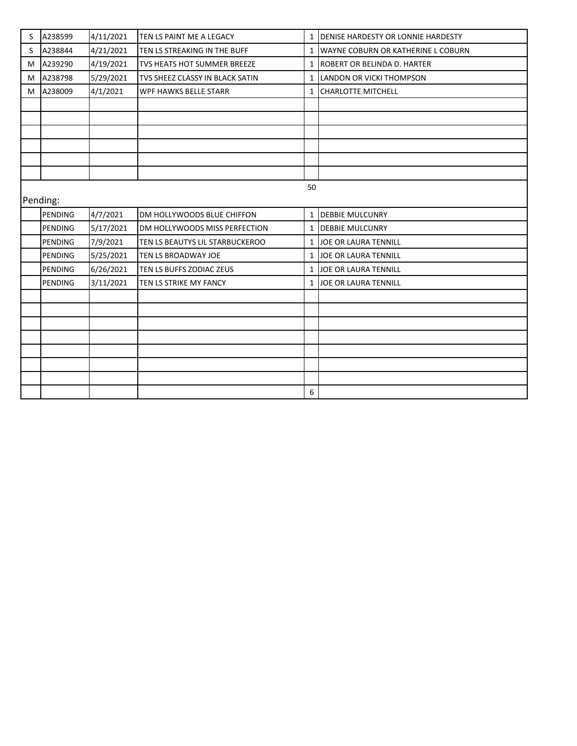| | | | | | |
|---|---|---|---|---|---|
| S | A238599 | 4/11/2021 | TEN LS PAINT ME A LEGACY | 1 | DENISE HARDESTY OR LONNIE HARDESTY |
| S | A238844 | 4/21/2021 | TEN LS STREAKING IN THE BUFF | 1 | WAYNE COBURN OR KATHERINE L COBURN |
| M | A239290 | 4/19/2021 | TVS HEATS HOT SUMMER BREEZE | 1 | ROBERT OR BELINDA D. HARTER |
| M | A238798 | 5/29/2021 | TVS SHEEZ CLASSY IN BLACK SATIN | 1 | LANDON OR VICKI THOMPSON |
| M | A238009 | 4/1/2021 | WPF HAWKS BELLE STARR | 1 | CHARLOTTE MITCHELL |
| | | | | | |
| | | | | | |
| | | | | | |
| | | | | | |
| | | | | | |
| | | | | | |
| | | | | 50 | |

Pending:

| | | | | | |
|---|---|---|---|---|---|
| | PENDING | 4/7/2021 | DM HOLLYWOODS BLUE CHIFFON | 1 | DEBBIE MULCUNRY |
| | PENDING | 5/17/2021 | DM HOLLYWOODS MISS PERFECTION | 1 | DEBBIE MULCUNRY |
| | PENDING | 7/9/2021 | TEN LS BEAUTYS LIL STARBUCKEROO | 1 | JOE OR LAURA TENNILL |
| | PENDING | 5/25/2021 | TEN LS BROADWAY JOE | 1 | JOE OR LAURA TENNILL |
| | PENDING | 6/26/2021 | TEN LS BUFFS ZODIAC ZEUS | 1 | JOE OR LAURA TENNILL |
| | PENDING | 3/11/2021 | TEN LS STRIKE MY FANCY | 1 | JOE OR LAURA TENNILL |
| | | | | | |
| | | | | | |
| | | | | | |
| | | | | | |
| | | | | | |
| | | | | | |
| | | | | | |
| | | | | 6 | |